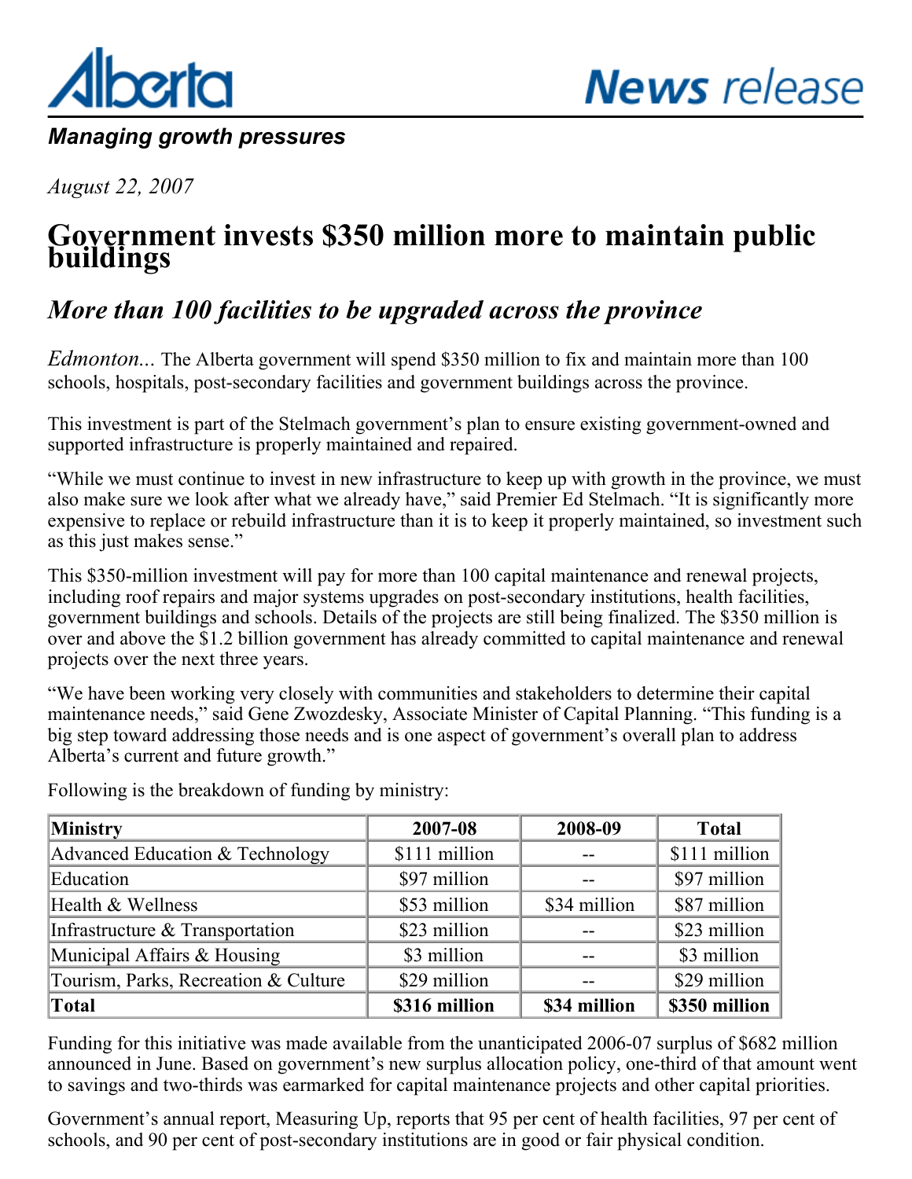# Alberta News release

***Managing growth pressures***

*August 22, 2007*

# Government invests $350 million more to maintain public buildings

## *More than 100 facilities to be upgraded across the province*

*Edmonton...* The Alberta government will spend $350 million to fix and maintain more than 100 schools, hospitals, post-secondary facilities and government buildings across the province.

This investment is part of the Stelmach government's plan to ensure existing government-owned and supported infrastructure is properly maintained and repaired.

"While we must continue to invest in new infrastructure to keep up with growth in the province, we must also make sure we look after what we already have," said Premier Ed Stelmach. "It is significantly more expensive to replace or rebuild infrastructure than it is to keep it properly maintained, so investment such as this just makes sense."

This $350-million investment will pay for more than 100 capital maintenance and renewal projects, including roof repairs and major systems upgrades on post-secondary institutions, health facilities, government buildings and schools. Details of the projects are still being finalized. The $350 million is over and above the $1.2 billion government has already committed to capital maintenance and renewal projects over the next three years.

"We have been working very closely with communities and stakeholders to determine their capital maintenance needs," said Gene Zwozdesky, Associate Minister of Capital Planning. "This funding is a big step toward addressing those needs and is one aspect of government's overall plan to address Alberta's current and future growth."

Following is the breakdown of funding by ministry:

| **Ministry** | **2007-08** | **2008-09** | **Total** |
|---|---|---|---|
| Advanced Education & Technology | $111 million | -- | $111 million |
| Education | $97 million | -- | $97 million |
| Health & Wellness | $53 million | $34 million | $87 million |
| Infrastructure & Transportation | $23 million | -- | $23 million |
| Municipal Affairs & Housing | $3 million | -- | $3 million |
| Tourism, Parks, Recreation & Culture | $29 million | -- | $29 million |
| **Total** | **$316 million** | **$34 million** | **$350 million** |

Funding for this initiative was made available from the unanticipated 2006-07 surplus of $682 million announced in June. Based on government's new surplus allocation policy, one-third of that amount went to savings and two-thirds was earmarked for capital maintenance projects and other capital priorities.

Government's annual report, Measuring Up, reports that 95 per cent of health facilities, 97 per cent of schools, and 90 per cent of post-secondary institutions are in good or fair physical condition.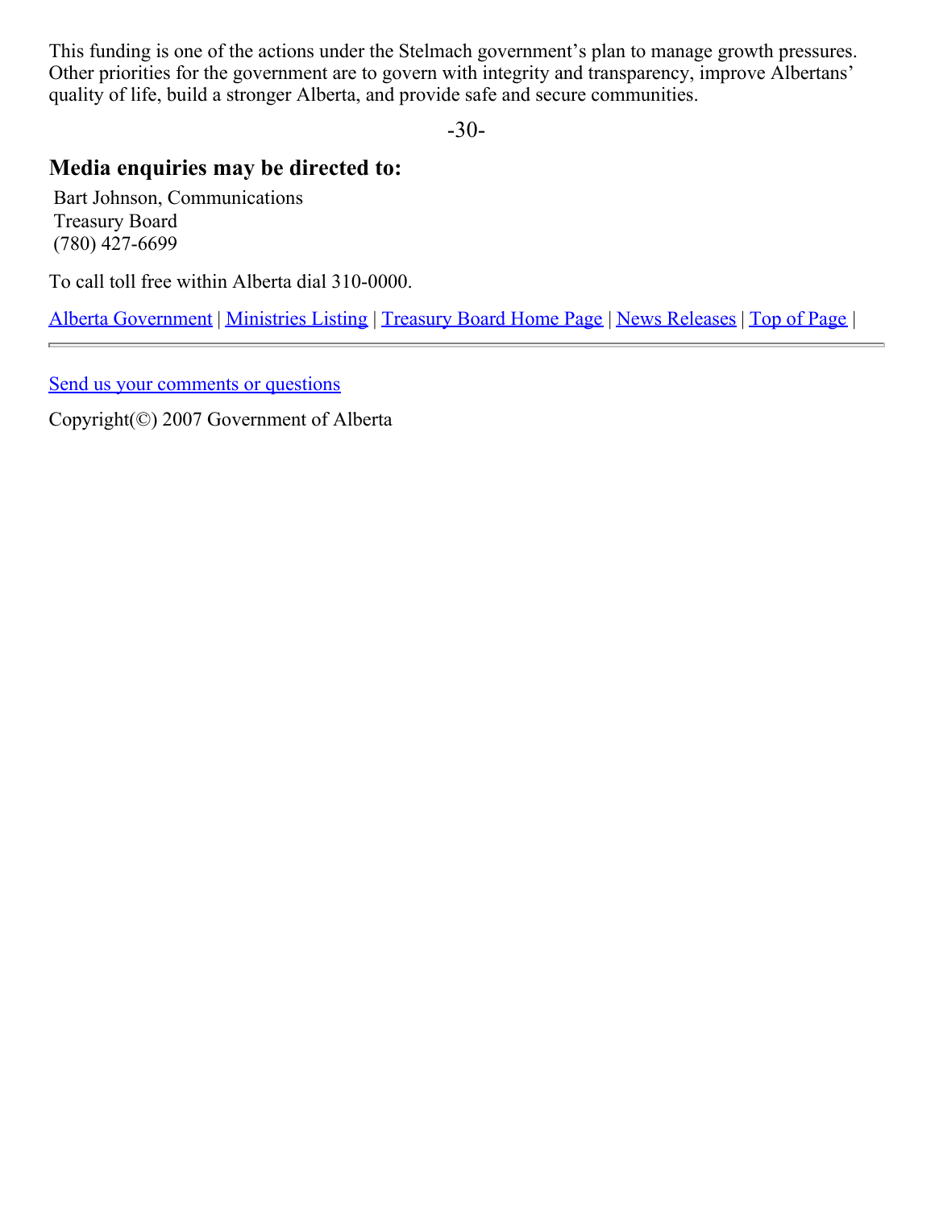This funding is one of the actions under the Stelmach government's plan to manage growth pressures. Other priorities for the government are to govern with integrity and transparency, improve Albertans' quality of life, build a stronger Alberta, and provide safe and secure communities.

-30-

## Media enquiries may be directed to:

Bart Johnson, Communications
Treasury Board
(780) 427-6699

To call toll free within Alberta dial 310-0000.

Alberta Government | Ministries Listing | Treasury Board Home Page | News Releases | Top of Page |

---

Send us your comments or questions

Copyright(©) 2007 Government of Alberta